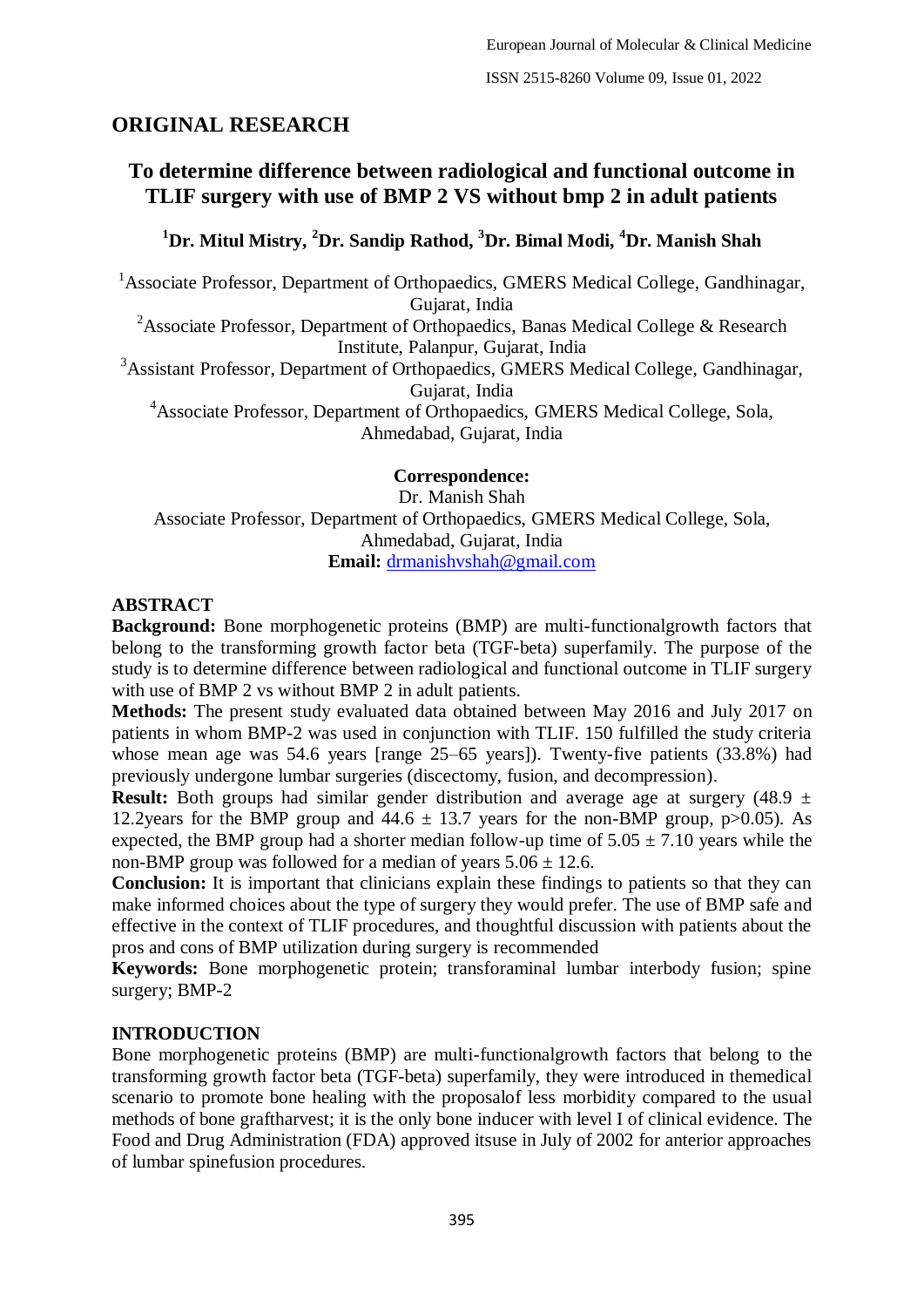## ORIGINAL RESEARCH

# To determine difference between radiological and functional outcome in TLIF surgery with use of BMP 2 VS without bmp 2 in adult patients

**[1]Dr. Mitul Mistry, [2]Dr. Sandip Rathod, [3]Dr. Bimal Modi, [4]Dr. Manish Shah**

[1]Associate Professor, Department of Orthopaedics, GMERS Medical College, Gandhinagar, Gujarat, India

[2]Associate Professor, Department of Orthopaedics, Banas Medical College & Research Institute, Palanpur, Gujarat, India

[3]Assistant Professor, Department of Orthopaedics, GMERS Medical College, Gandhinagar, Gujarat, India

[4]Associate Professor, Department of Orthopaedics, GMERS Medical College, Sola, Ahmedabad, Gujarat, India

**Correspondence:**
Dr. Manish Shah
Associate Professor, Department of Orthopaedics, GMERS Medical College, Sola, Ahmedabad, Gujarat, India
**Email:** drmanishvshah@gmail.com

## ABSTRACT

**Background:** Bone morphogenetic proteins (BMP) are multi-functionalgrowth factors that belong to the transforming growth factor beta (TGF-beta) superfamily. The purpose of the study is to determine difference between radiological and functional outcome in TLIF surgery with use of BMP 2 vs without BMP 2 in adult patients.

**Methods:** The present study evaluated data obtained between May 2016 and July 2017 on patients in whom BMP-2 was used in conjunction with TLIF. 150 fulfilled the study criteria whose mean age was 54.6 years [range 25–65 years]). Twenty-five patients (33.8%) had previously undergone lumbar surgeries (discectomy, fusion, and decompression).

**Result:** Both groups had similar gender distribution and average age at surgery (48.9 ± 12.2years for the BMP group and 44.6 ± 13.7 years for the non-BMP group, $p>0.05$). As expected, the BMP group had a shorter median follow-up time of 5.05 ± 7.10 years while the non-BMP group was followed for a median of years 5.06 ± 12.6.

**Conclusion:** It is important that clinicians explain these findings to patients so that they can make informed choices about the type of surgery they would prefer. The use of BMP safe and effective in the context of TLIF procedures, and thoughtful discussion with patients about the pros and cons of BMP utilization during surgery is recommended

**Keywords:** Bone morphogenetic protein; transforaminal lumbar interbody fusion; spine surgery; BMP-2

## INTRODUCTION

Bone morphogenetic proteins (BMP) are multi-functionalgrowth factors that belong to the transforming growth factor beta (TGF-beta) superfamily, they were introduced in themedical scenario to promote bone healing with the proposalof less morbidity compared to the usual methods of bone graftharvest; it is the only bone inducer with level I of clinical evidence. The Food and Drug Administration (FDA) approved itsuse in July of 2002 for anterior approaches of lumbar spinefusion procedures.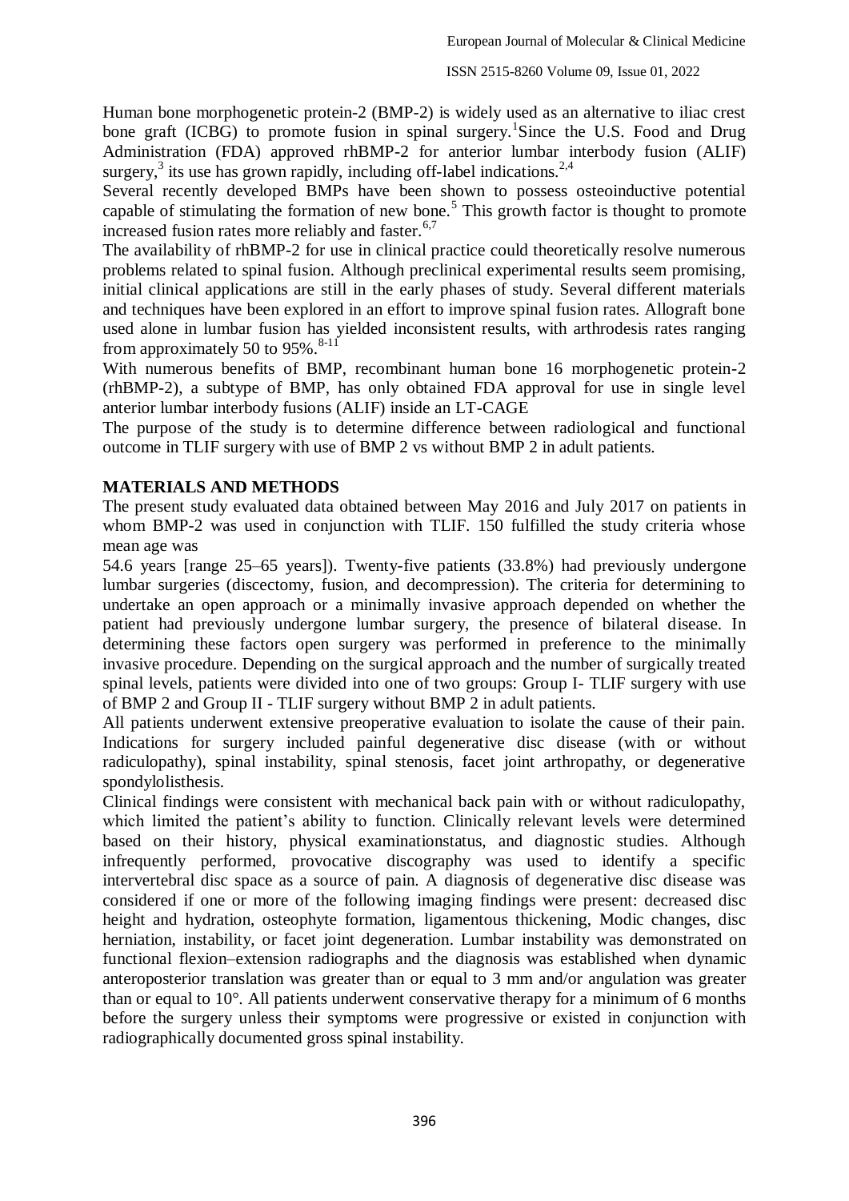Human bone morphogenetic protein-2 (BMP-2) is widely used as an alternative to iliac crest bone graft (ICBG) to promote fusion in spinal surgery.[1]Since the U.S. Food and Drug Administration (FDA) approved rhBMP-2 for anterior lumbar interbody fusion (ALIF) surgery,[3] its use has grown rapidly, including off-label indications.[2,4]

Several recently developed BMPs have been shown to possess osteoinductive potential capable of stimulating the formation of new bone.[5] This growth factor is thought to promote increased fusion rates more reliably and faster.[6,7]

The availability of rhBMP-2 for use in clinical practice could theoretically resolve numerous problems related to spinal fusion. Although preclinical experimental results seem promising, initial clinical applications are still in the early phases of study. Several different materials and techniques have been explored in an effort to improve spinal fusion rates. Allograft bone used alone in lumbar fusion has yielded inconsistent results, with arthrodesis rates ranging from approximately 50 to 95%.[8-11]

With numerous benefits of BMP, recombinant human bone 16 morphogenetic protein-2 (rhBMP-2), a subtype of BMP, has only obtained FDA approval for use in single level anterior lumbar interbody fusions (ALIF) inside an LT-CAGE

The purpose of the study is to determine difference between radiological and functional outcome in TLIF surgery with use of BMP 2 vs without BMP 2 in adult patients.

## MATERIALS AND METHODS

The present study evaluated data obtained between May 2016 and July 2017 on patients in whom BMP-2 was used in conjunction with TLIF. 150 fulfilled the study criteria whose mean age was

54.6 years [range 25–65 years]). Twenty-five patients (33.8%) had previously undergone lumbar surgeries (discectomy, fusion, and decompression). The criteria for determining to undertake an open approach or a minimally invasive approach depended on whether the patient had previously undergone lumbar surgery, the presence of bilateral disease. In determining these factors open surgery was performed in preference to the minimally invasive procedure. Depending on the surgical approach and the number of surgically treated spinal levels, patients were divided into one of two groups: Group I- TLIF surgery with use of BMP 2 and Group II - TLIF surgery without BMP 2 in adult patients.

All patients underwent extensive preoperative evaluation to isolate the cause of their pain. Indications for surgery included painful degenerative disc disease (with or without radiculopathy), spinal instability, spinal stenosis, facet joint arthropathy, or degenerative spondylolisthesis.

Clinical findings were consistent with mechanical back pain with or without radiculopathy, which limited the patient's ability to function. Clinically relevant levels were determined based on their history, physical examinationstatus, and diagnostic studies. Although infrequently performed, provocative discography was used to identify a specific intervertebral disc space as a source of pain. A diagnosis of degenerative disc disease was considered if one or more of the following imaging findings were present: decreased disc height and hydration, osteophyte formation, ligamentous thickening, Modic changes, disc herniation, instability, or facet joint degeneration. Lumbar instability was demonstrated on functional flexion–extension radiographs and the diagnosis was established when dynamic anteroposterior translation was greater than or equal to 3 mm and/or angulation was greater than or equal to 10°. All patients underwent conservative therapy for a minimum of 6 months before the surgery unless their symptoms were progressive or existed in conjunction with radiographically documented gross spinal instability.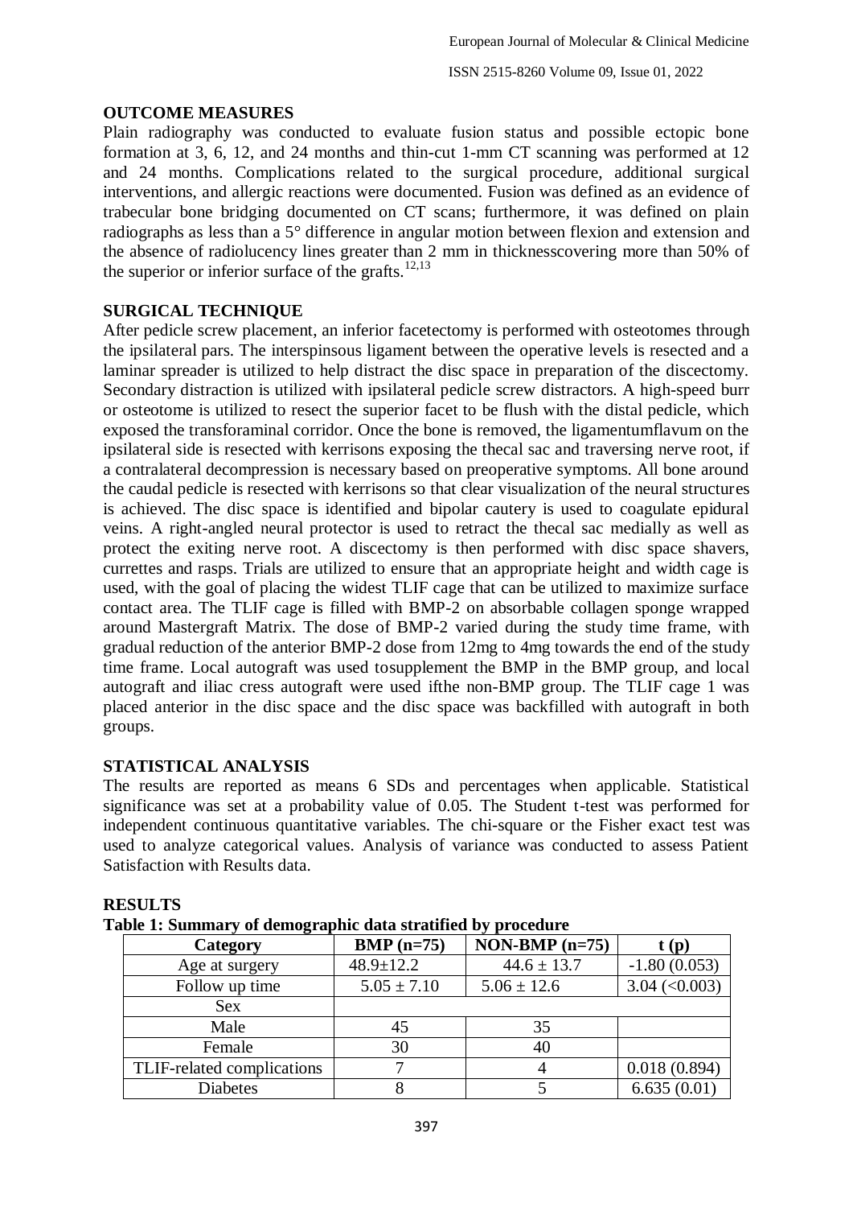## OUTCOME MEASURES

Plain radiography was conducted to evaluate fusion status and possible ectopic bone formation at 3, 6, 12, and 24 months and thin-cut 1-mm CT scanning was performed at 12 and 24 months. Complications related to the surgical procedure, additional surgical interventions, and allergic reactions were documented. Fusion was defined as an evidence of trabecular bone bridging documented on CT scans; furthermore, it was defined on plain radiographs as less than a 5° difference in angular motion between flexion and extension and the absence of radiolucency lines greater than 2 mm in thicknesscovering more than 50% of the superior or inferior surface of the grafts.[12,13]

## SURGICAL TECHNIQUE

After pedicle screw placement, an inferior facetectomy is performed with osteotomes through the ipsilateral pars. The interspinsous ligament between the operative levels is resected and a laminar spreader is utilized to help distract the disc space in preparation of the discectomy. Secondary distraction is utilized with ipsilateral pedicle screw distractors. A high-speed burr or osteotome is utilized to resect the superior facet to be flush with the distal pedicle, which exposed the transforaminal corridor. Once the bone is removed, the ligamentumflavum on the ipsilateral side is resected with kerrisons exposing the thecal sac and traversing nerve root, if a contralateral decompression is necessary based on preoperative symptoms. All bone around the caudal pedicle is resected with kerrisons so that clear visualization of the neural structures is achieved. The disc space is identified and bipolar cautery is used to coagulate epidural veins. A right-angled neural protector is used to retract the thecal sac medially as well as protect the exiting nerve root. A discectomy is then performed with disc space shavers, currettes and rasps. Trials are utilized to ensure that an appropriate height and width cage is used, with the goal of placing the widest TLIF cage that can be utilized to maximize surface contact area. The TLIF cage is filled with BMP-2 on absorbable collagen sponge wrapped around Mastergraft Matrix. The dose of BMP-2 varied during the study time frame, with gradual reduction of the anterior BMP-2 dose from 12mg to 4mg towards the end of the study time frame. Local autograft was used tosupplement the BMP in the BMP group, and local autograft and iliac cress autograft were used ifthe non-BMP group. The TLIF cage 1 was placed anterior in the disc space and the disc space was backfilled with autograft in both groups.

## STATISTICAL ANALYSIS

The results are reported as means 6 SDs and percentages when applicable. Statistical significance was set at a probability value of 0.05. The Student t-test was performed for independent continuous quantitative variables. The chi-square or the Fisher exact test was used to analyze categorical values. Analysis of variance was conducted to assess Patient Satisfaction with Results data.

## RESULTS

**Table 1: Summary of demographic data stratified by procedure**

| Category | BMP (n=75) | NON-BMP (n=75) | t (p) |
|---|---|---|---|
| Age at surgery | 48.9±12.2 | 44.6 ± 13.7 | -1.80 (0.053) |
| Follow up time | 5.05 ± 7.10 | 5.06 ± 12.6 | 3.04 (<0.003) |
| Sex | | | |
| Male | 45 | 35 | |
| Female | 30 | 40 | |
| TLIF-related complications | 7 | 4 | 0.018 (0.894) |
| Diabetes | 8 | 5 | 6.635 (0.01) |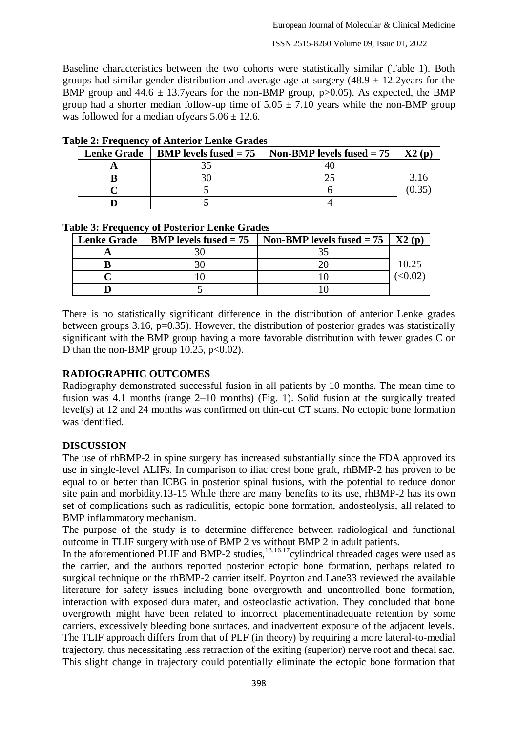Baseline characteristics between the two cohorts were statistically similar (Table 1). Both groups had similar gender distribution and average age at surgery (48.9 ± 12.2years for the BMP group and 44.6 ± 13.7years for the non-BMP group, p>0.05). As expected, the BMP group had a shorter median follow-up time of 5.05 ± 7.10 years while the non-BMP group was followed for a median ofyears 5.06 ± 12.6.

**Table 2: Frequency of Anterior Lenke Grades**

| Lenke Grade | BMP levels fused = 75 | Non-BMP levels fused = 75 | X2 (p) |
|---|---|---|---|
| A | 35 | 40 | 3.16 (0.35) |
| B | 30 | 25 | |
| C | 5 | 6 | |
| D | 5 | 4 | |

**Table 3: Frequency of Posterior Lenke Grades**

| Lenke Grade | BMP levels fused = 75 | Non-BMP levels fused = 75 | X2 (p) |
|---|---|---|---|
| A | 30 | 35 | 10.25 (<0.02) |
| B | 30 | 20 | |
| C | 10 | 10 | |
| D | 5 | 10 | |

There is no statistically significant difference in the distribution of anterior Lenke grades between groups 3.16, p=0.35). However, the distribution of posterior grades was statistically significant with the BMP group having a more favorable distribution with fewer grades C or D than the non-BMP group 10.25, p<0.02).

## RADIOGRAPHIC OUTCOMES

Radiography demonstrated successful fusion in all patients by 10 months. The mean time to fusion was 4.1 months (range 2–10 months) (Fig. 1). Solid fusion at the surgically treated level(s) at 12 and 24 months was confirmed on thin-cut CT scans. No ectopic bone formation was identified.

## DISCUSSION

The use of rhBMP-2 in spine surgery has increased substantially since the FDA approved its use in single-level ALIFs. In comparison to iliac crest bone graft, rhBMP-2 has proven to be equal to or better than ICBG in posterior spinal fusions, with the potential to reduce donor site pain and morbidity.13-15 While there are many benefits to its use, rhBMP-2 has its own set of complications such as radiculitis, ectopic bone formation, andosteolysis, all related to BMP inflammatory mechanism.

The purpose of the study is to determine difference between radiological and functional outcome in TLIF surgery with use of BMP 2 vs without BMP 2 in adult patients.

In the aforementioned PLIF and BMP-2 studies,[13,16,17]cylindrical threaded cages were used as the carrier, and the authors reported posterior ectopic bone formation, perhaps related to surgical technique or the rhBMP-2 carrier itself. Poynton and Lane33 reviewed the available literature for safety issues including bone overgrowth and uncontrolled bone formation, interaction with exposed dura mater, and osteoclastic activation. They concluded that bone overgrowth might have been related to incorrect placementinadequate retention by some carriers, excessively bleeding bone surfaces, and inadvertent exposure of the adjacent levels. The TLIF approach differs from that of PLF (in theory) by requiring a more lateral-to-medial trajectory, thus necessitating less retraction of the exiting (superior) nerve root and thecal sac. This slight change in trajectory could potentially eliminate the ectopic bone formation that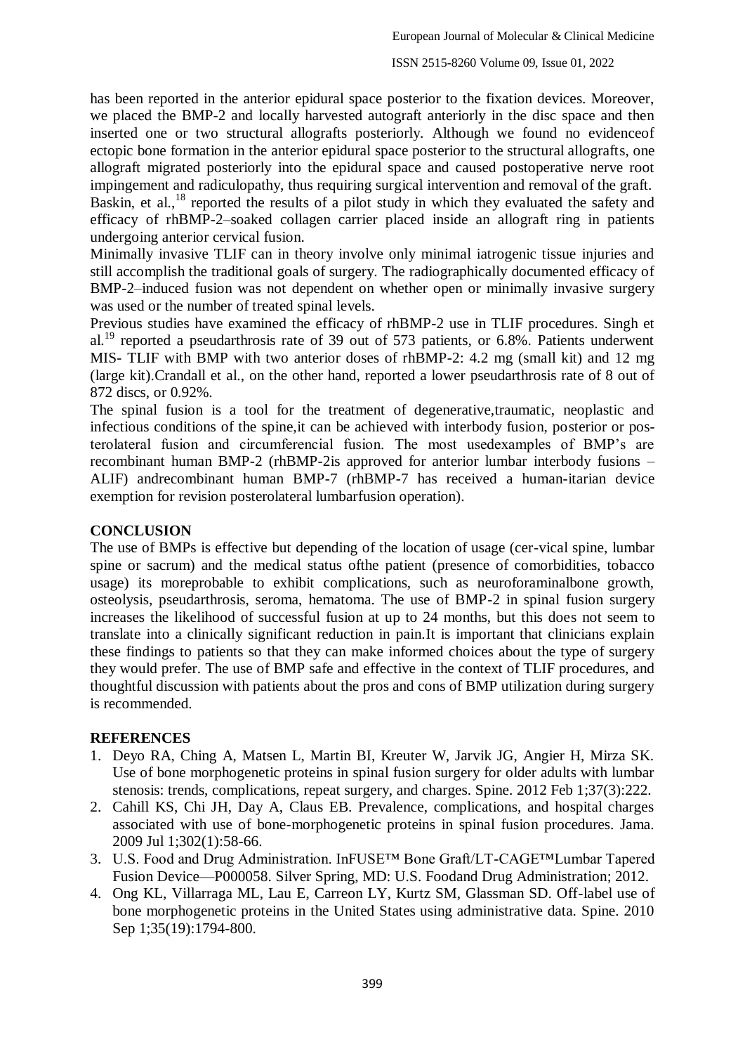has been reported in the anterior epidural space posterior to the fixation devices. Moreover, we placed the BMP-2 and locally harvested autograft anteriorly in the disc space and then inserted one or two structural allografts posteriorly. Although we found no evidenceof ectopic bone formation in the anterior epidural space posterior to the structural allografts, one allograft migrated posteriorly into the epidural space and caused postoperative nerve root impingement and radiculopathy, thus requiring surgical intervention and removal of the graft. Baskin, et al.,[18] reported the results of a pilot study in which they evaluated the safety and efficacy of rhBMP-2–soaked collagen carrier placed inside an allograft ring in patients undergoing anterior cervical fusion.

Minimally invasive TLIF can in theory involve only minimal iatrogenic tissue injuries and still accomplish the traditional goals of surgery. The radiographically documented efficacy of BMP-2–induced fusion was not dependent on whether open or minimally invasive surgery was used or the number of treated spinal levels.

Previous studies have examined the efficacy of rhBMP-2 use in TLIF procedures. Singh et al.[19] reported a pseudarthrosis rate of 39 out of 573 patients, or 6.8%. Patients underwent MIS- TLIF with BMP with two anterior doses of rhBMP-2: 4.2 mg (small kit) and 12 mg (large kit).Crandall et al., on the other hand, reported a lower pseudarthrosis rate of 8 out of 872 discs, or 0.92%.

The spinal fusion is a tool for the treatment of degenerative,traumatic, neoplastic and infectious conditions of the spine,it can be achieved with interbody fusion, posterior or posterolateral fusion and circumferencial fusion. The most usedexamples of BMP's are recombinant human BMP-2 (rhBMP-2is approved for anterior lumbar interbody fusions – ALIF) andrecombinant human BMP-7 (rhBMP-7 has received a human-itarian device exemption for revision posterolateral lumbarfusion operation).

## CONCLUSION

The use of BMPs is effective but depending of the location of usage (cer-vical spine, lumbar spine or sacrum) and the medical status ofthe patient (presence of comorbidities, tobacco usage) its moreprobable to exhibit complications, such as neuroforaminalbone growth, osteolysis, pseudarthrosis, seroma, hematoma. The use of BMP-2 in spinal fusion surgery increases the likelihood of successful fusion at up to 24 months, but this does not seem to translate into a clinically significant reduction in pain.It is important that clinicians explain these findings to patients so that they can make informed choices about the type of surgery they would prefer. The use of BMP safe and effective in the context of TLIF procedures, and thoughtful discussion with patients about the pros and cons of BMP utilization during surgery is recommended.

## REFERENCES

1. Deyo RA, Ching A, Matsen L, Martin BI, Kreuter W, Jarvik JG, Angier H, Mirza SK. Use of bone morphogenetic proteins in spinal fusion surgery for older adults with lumbar stenosis: trends, complications, repeat surgery, and charges. Spine. 2012 Feb 1;37(3):222.
2. Cahill KS, Chi JH, Day A, Claus EB. Prevalence, complications, and hospital charges associated with use of bone-morphogenetic proteins in spinal fusion procedures. Jama. 2009 Jul 1;302(1):58-66.
3. U.S. Food and Drug Administration. InFUSE™ Bone Graft/LT-CAGE™Lumbar Tapered Fusion Device—P000058. Silver Spring, MD: U.S. Foodand Drug Administration; 2012.
4. Ong KL, Villarraga ML, Lau E, Carreon LY, Kurtz SM, Glassman SD. Off-label use of bone morphogenetic proteins in the United States using administrative data. Spine. 2010 Sep 1;35(19):1794-800.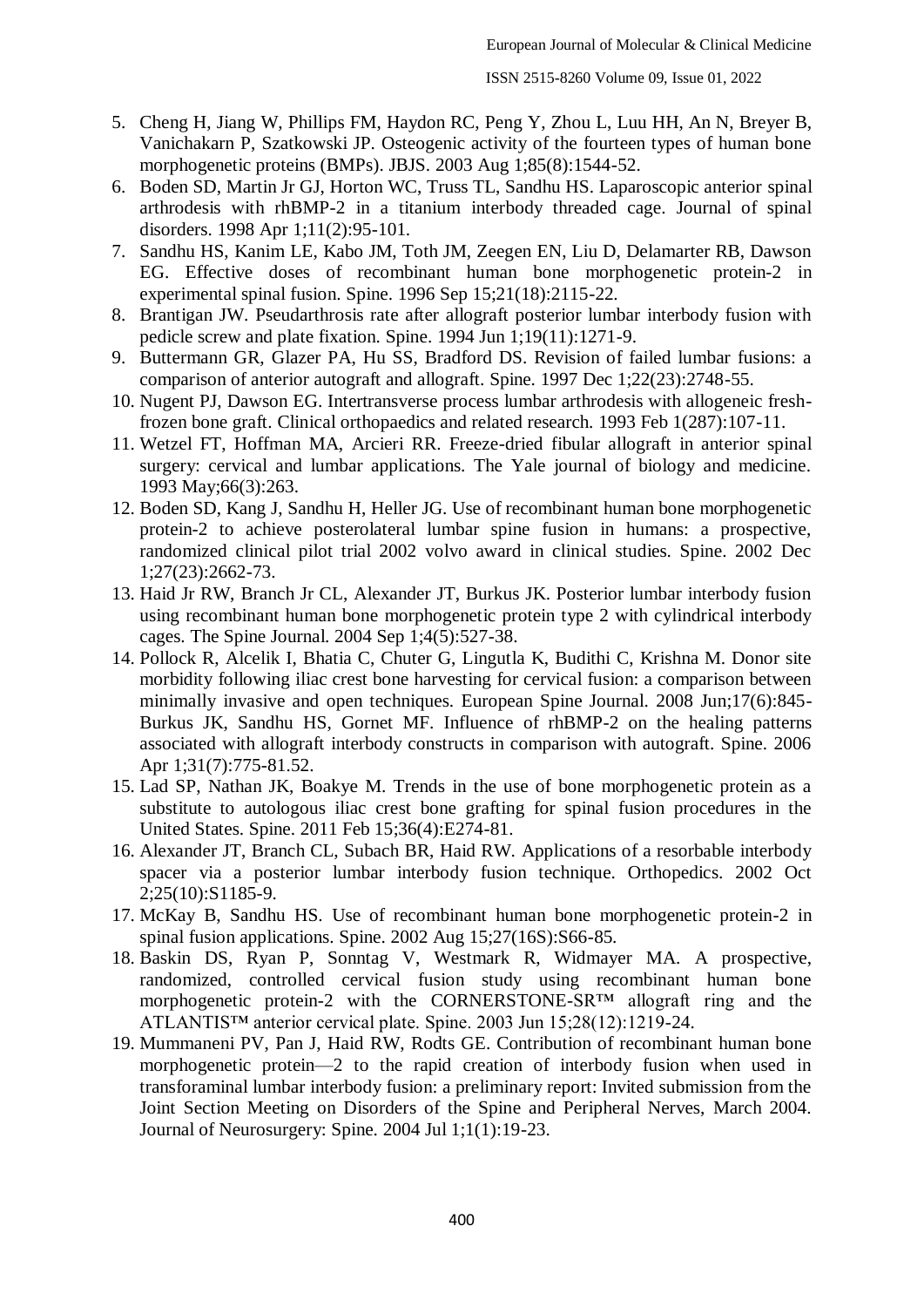5. Cheng H, Jiang W, Phillips FM, Haydon RC, Peng Y, Zhou L, Luu HH, An N, Breyer B, Vanichakarn P, Szatkowski JP. Osteogenic activity of the fourteen types of human bone morphogenetic proteins (BMPs). JBJS. 2003 Aug 1;85(8):1544-52.
6. Boden SD, Martin Jr GJ, Horton WC, Truss TL, Sandhu HS. Laparoscopic anterior spinal arthrodesis with rhBMP-2 in a titanium interbody threaded cage. Journal of spinal disorders. 1998 Apr 1;11(2):95-101.
7. Sandhu HS, Kanim LE, Kabo JM, Toth JM, Zeegen EN, Liu D, Delamarter RB, Dawson EG. Effective doses of recombinant human bone morphogenetic protein-2 in experimental spinal fusion. Spine. 1996 Sep 15;21(18):2115-22.
8. Brantigan JW. Pseudarthrosis rate after allograft posterior lumbar interbody fusion with pedicle screw and plate fixation. Spine. 1994 Jun 1;19(11):1271-9.
9. Buttermann GR, Glazer PA, Hu SS, Bradford DS. Revision of failed lumbar fusions: a comparison of anterior autograft and allograft. Spine. 1997 Dec 1;22(23):2748-55.
10. Nugent PJ, Dawson EG. Intertransverse process lumbar arthrodesis with allogeneic fresh-frozen bone graft. Clinical orthopaedics and related research. 1993 Feb 1(287):107-11.
11. Wetzel FT, Hoffman MA, Arcieri RR. Freeze-dried fibular allograft in anterior spinal surgery: cervical and lumbar applications. The Yale journal of biology and medicine. 1993 May;66(3):263.
12. Boden SD, Kang J, Sandhu H, Heller JG. Use of recombinant human bone morphogenetic protein-2 to achieve posterolateral lumbar spine fusion in humans: a prospective, randomized clinical pilot trial 2002 volvo award in clinical studies. Spine. 2002 Dec 1;27(23):2662-73.
13. Haid Jr RW, Branch Jr CL, Alexander JT, Burkus JK. Posterior lumbar interbody fusion using recombinant human bone morphogenetic protein type 2 with cylindrical interbody cages. The Spine Journal. 2004 Sep 1;4(5):527-38.
14. Pollock R, Alcelik I, Bhatia C, Chuter G, Lingutla K, Budithi C, Krishna M. Donor site morbidity following iliac crest bone harvesting for cervical fusion: a comparison between minimally invasive and open techniques. European Spine Journal. 2008 Jun;17(6):845-Burkus JK, Sandhu HS, Gornet MF. Influence of rhBMP-2 on the healing patterns associated with allograft interbody constructs in comparison with autograft. Spine. 2006 Apr 1;31(7):775-81.52.
15. Lad SP, Nathan JK, Boakye M. Trends in the use of bone morphogenetic protein as a substitute to autologous iliac crest bone grafting for spinal fusion procedures in the United States. Spine. 2011 Feb 15;36(4):E274-81.
16. Alexander JT, Branch CL, Subach BR, Haid RW. Applications of a resorbable interbody spacer via a posterior lumbar interbody fusion technique. Orthopedics. 2002 Oct 2;25(10):S1185-9.
17. McKay B, Sandhu HS. Use of recombinant human bone morphogenetic protein-2 in spinal fusion applications. Spine. 2002 Aug 15;27(16S):S66-85.
18. Baskin DS, Ryan P, Sonntag V, Westmark R, Widmayer MA. A prospective, randomized, controlled cervical fusion study using recombinant human bone morphogenetic protein-2 with the CORNERSTONE-SR™ allograft ring and the ATLANTIS™ anterior cervical plate. Spine. 2003 Jun 15;28(12):1219-24.
19. Mummaneni PV, Pan J, Haid RW, Rodts GE. Contribution of recombinant human bone morphogenetic protein—2 to the rapid creation of interbody fusion when used in transforaminal lumbar interbody fusion: a preliminary report: Invited submission from the Joint Section Meeting on Disorders of the Spine and Peripheral Nerves, March 2004. Journal of Neurosurgery: Spine. 2004 Jul 1;1(1):19-23.